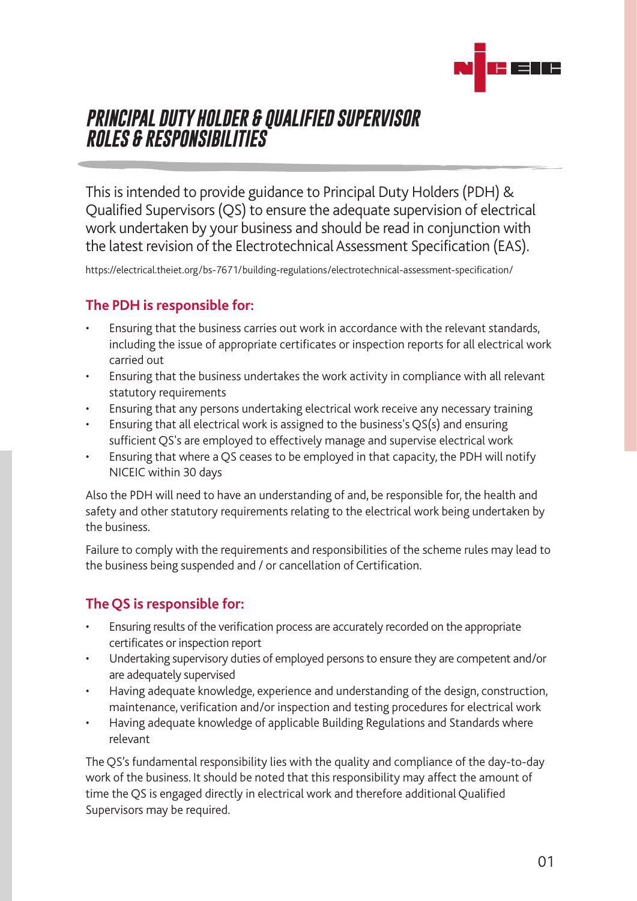# PRINCIPAL DUTY HOLDER & QUALIFIED SUPERVISOR ROLES & RESPONSIBILITIES

This is intended to provide guidance to Principal Duty Holders (PDH) & Qualified Supervisors (QS) to ensure the adequate supervision of electrical work undertaken by your business and should be read in conjunction with the latest revision of the Electrotechnical Assessment Specification (EAS).

https://electrical.theiet.org/bs-7671/building-regulations/electrotechnical-assessment-specification/

## The PDH is responsible for:

- Ensuring that the business carries out work in accordance with the relevant standards, including the issue of appropriate certificates or inspection reports for all electrical work carried out
- Ensuring that the business undertakes the work activity in compliance with all relevant statutory requirements
- Ensuring that any persons undertaking electrical work receive any necessary training
- Ensuring that all electrical work is assigned to the business's QS(s) and ensuring sufficient QS's are employed to effectively manage and supervise electrical work
- Ensuring that where a QS ceases to be employed in that capacity, the PDH will notify NICEIC within 30 days

Also the PDH will need to have an understanding of and, be responsible for, the health and safety and other statutory requirements relating to the electrical work being undertaken by the business.

Failure to comply with the requirements and responsibilities of the scheme rules may lead to the business being suspended and / or cancellation of Certification.

## The QS is responsible for:

- Ensuring results of the verification process are accurately recorded on the appropriate certificates or inspection report
- Undertaking supervisory duties of employed persons to ensure they are competent and/or are adequately supervised
- Having adequate knowledge, experience and understanding of the design, construction, maintenance, verification and/or inspection and testing procedures for electrical work
- Having adequate knowledge of applicable Building Regulations and Standards where relevant

The QS's fundamental responsibility lies with the quality and compliance of the day-to-day work of the business. It should be noted that this responsibility may affect the amount of time the QS is engaged directly in electrical work and therefore additional Qualified Supervisors may be required.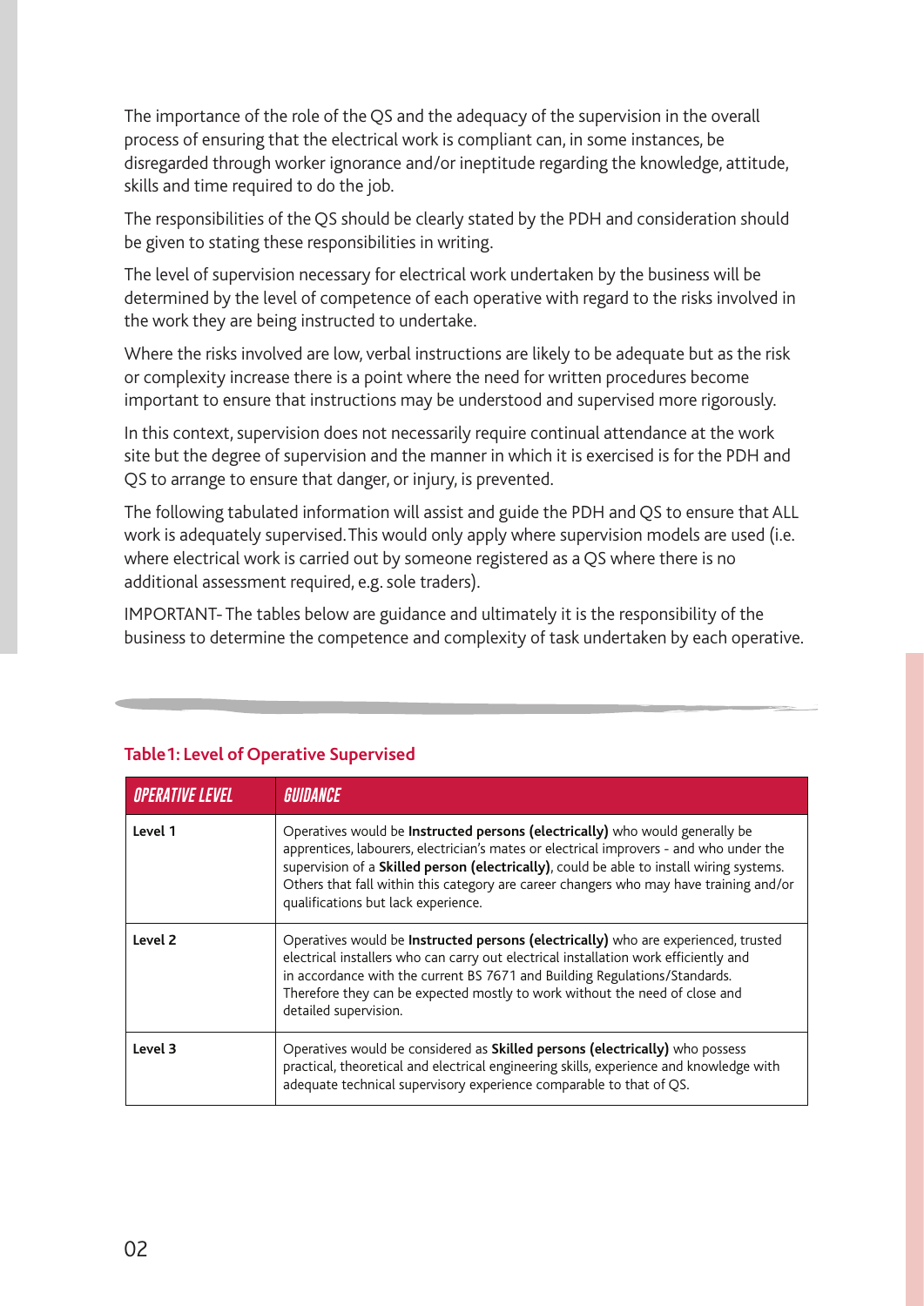The importance of the role of the QS and the adequacy of the supervision in the overall process of ensuring that the electrical work is compliant can, in some instances, be disregarded through worker ignorance and/or ineptitude regarding the knowledge, attitude, skills and time required to do the job.

The responsibilities of the QS should be clearly stated by the PDH and consideration should be given to stating these responsibilities in writing.

The level of supervision necessary for electrical work undertaken by the business will be determined by the level of competence of each operative with regard to the risks involved in the work they are being instructed to undertake.

Where the risks involved are low, verbal instructions are likely to be adequate but as the risk or complexity increase there is a point where the need for written procedures become important to ensure that instructions may be understood and supervised more rigorously.

In this context, supervision does not necessarily require continual attendance at the work site but the degree of supervision and the manner in which it is exercised is for the PDH and QS to arrange to ensure that danger, or injury, is prevented.

The following tabulated information will assist and guide the PDH and QS to ensure that ALL work is adequately supervised. This would only apply where supervision models are used (i.e. where electrical work is carried out by someone registered as a QS where there is no additional assessment required, e.g. sole traders).

IMPORTANT- The tables below are guidance and ultimately it is the responsibility of the business to determine the competence and complexity of task undertaken by each operative.

## Table 1: Level of Operative Supervised

| *OPERATIVE LEVEL* | *GUIDANCE* |
| --- | --- |
| **Level 1** | Operatives would be **Instructed persons (electrically)** who would generally be apprentices, labourers, electrician's mates or electrical improvers - and who under the supervision of a **Skilled person (electrically)**, could be able to install wiring systems. Others that fall within this category are career changers who may have training and/or qualifications but lack experience. |
| **Level 2** | Operatives would be **Instructed persons (electrically)** who are experienced, trusted electrical installers who can carry out electrical installation work efficiently and in accordance with the current BS 7671 and Building Regulations/Standards. Therefore they can be expected mostly to work without the need of close and detailed supervision. |
| **Level 3** | Operatives would be considered as **Skilled persons (electrically)** who possess practical, theoretical and electrical engineering skills, experience and knowledge with adequate technical supervisory experience comparable to that of QS. |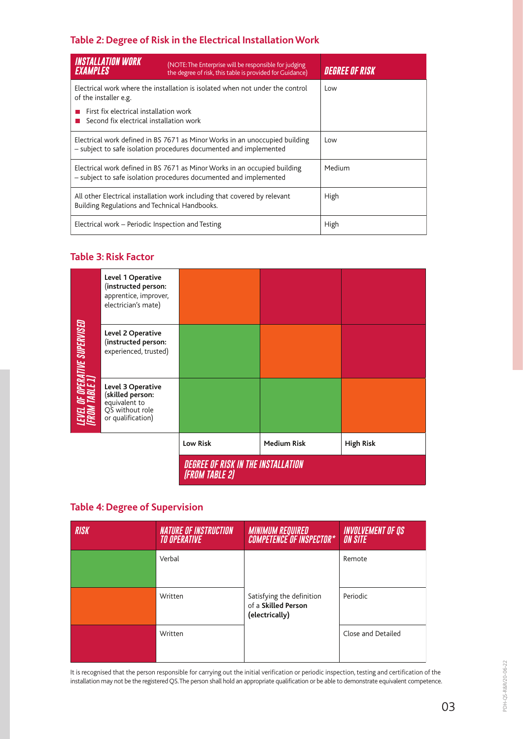## Table 2: Degree of Risk in the Electrical Installation Work

| INSTALLATION WORK EXAMPLES (NOTE: The Enterprise will be responsible for judging the degree of risk, this table is provided for Guidance) | DEGREE OF RISK |
|---|---|
| Electrical work where the installation is isolated when not under the control of the installer e.g.<br>■ First fix electrical installation work<br>■ Second fix electrical installation work | Low |
| Electrical work defined in BS 7671 as Minor Works in an unoccupied building – subject to safe isolation procedures documented and implemented | Low |
| Electrical work defined in BS 7671 as Minor Works in an occupied building – subject to safe isolation procedures documented and implemented | Medium |
| All other Electrical installation work including that covered by relevant Building Regulations and Technical Handbooks. | High |
| Electrical work – Periodic Inspection and Testing | High |

## Table 3: Risk Factor

| LEVEL OF OPERATIVE SUPERVISED (FROM TABLE 1) | Low Risk | Medium Risk | High Risk |
|---|---|---|---|
| **Level 1 Operative** (**instructed person:** apprentice, improver, electrician's mate) | | | |
| **Level 2 Operative** (**instructed person:** experienced, trusted) | | | |
| **Level 3 Operative** (**skilled person:** equivalent to QS without role or qualification) | | | |

DEGREE OF RISK IN THE INSTALLATION (FROM TABLE 2)

## Table 4: Degree of Supervision

| RISK | NATURE OF INSTRUCTION TO OPERATIVE | MINIMUM REQUIRED COMPETENCE OF INSPECTOR* | INVOLVEMENT OF QS ON SITE |
|---|---|---|---|
| | Verbal | Satisfying the definition of a **Skilled Person (electrically)** | Remote |
| | Written | | Periodic |
| | Written | | Close and Detailed |

It is recognised that the person responsible for carrying out the initial verification or periodic inspection, testing and certification of the installation may not be the registered QS. The person shall hold an appropriate qualification or be able to demonstrate equivalent competence.